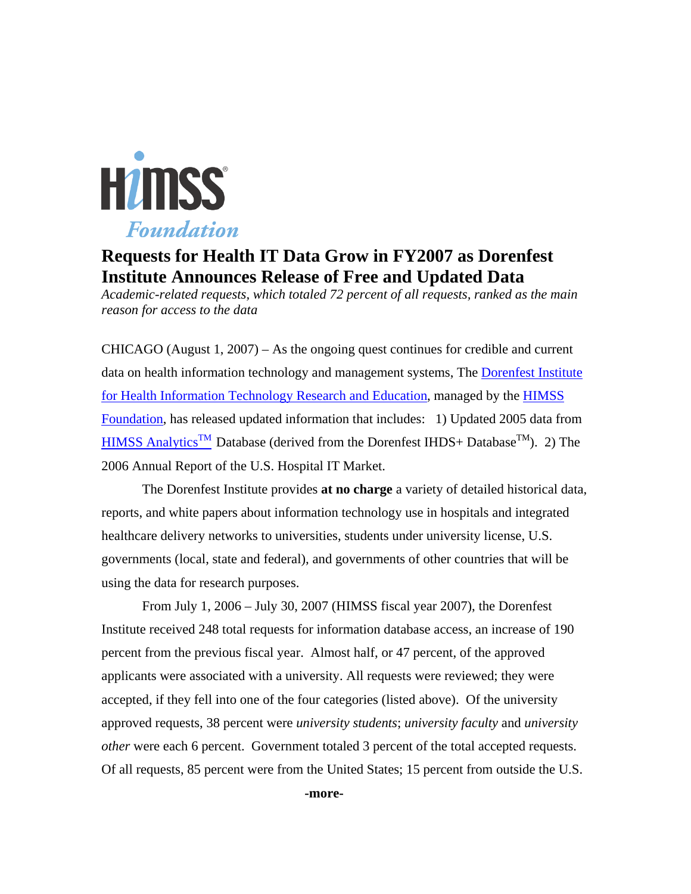HIMSS Foundation

# Requests for Health IT Data Grow in FY2007 as Dorenfest Institute Announces Release of Free and Updated Data

*Academic-related requests, which totaled 72 percent of all requests, ranked as the main reason for access to the data*

CHICAGO (August 1, 2007) – As the ongoing quest continues for credible and current data on health information technology and management systems, The Dorenfest Institute for Health Information Technology Research and Education, managed by the HIMSS Foundation, has released updated information that includes: 1) Updated 2005 data from HIMSS Analytics™ Database (derived from the Dorenfest IHDS+ Database™). 2) The 2006 Annual Report of the U.S. Hospital IT Market.

The Dorenfest Institute provides **at no charge** a variety of detailed historical data, reports, and white papers about information technology use in hospitals and integrated healthcare delivery networks to universities, students under university license, U.S. governments (local, state and federal), and governments of other countries that will be using the data for research purposes.

From July 1, 2006 – July 30, 2007 (HIMSS fiscal year 2007), the Dorenfest Institute received 248 total requests for information database access, an increase of 190 percent from the previous fiscal year. Almost half, or 47 percent, of the approved applicants were associated with a university. All requests were reviewed; they were accepted, if they fell into one of the four categories (listed above). Of the university approved requests, 38 percent were *university students*; *university faculty* and *university other* were each 6 percent. Government totaled 3 percent of the total accepted requests. Of all requests, 85 percent were from the United States; 15 percent from outside the U.S.

-more-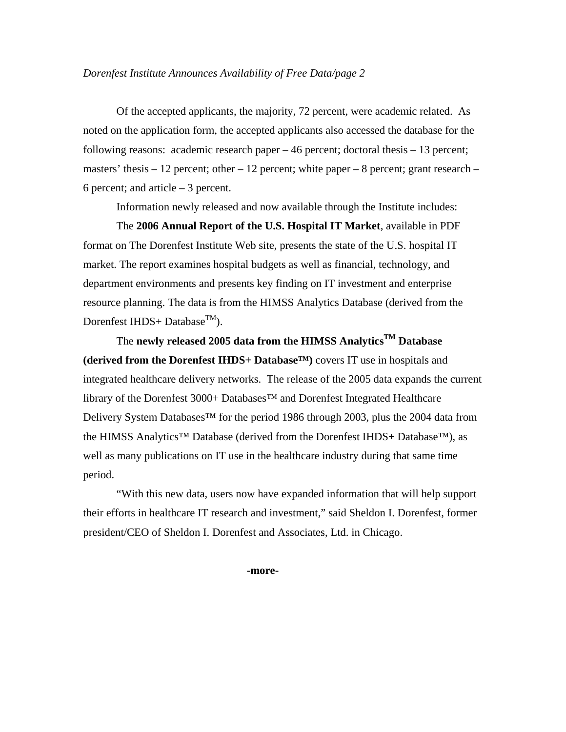Of the accepted applicants, the majority, 72 percent, were academic related. As noted on the application form, the accepted applicants also accessed the database for the following reasons: academic research paper – 46 percent; doctoral thesis – 13 percent; masters' thesis – 12 percent; other – 12 percent; white paper – 8 percent; grant research – 6 percent; and article – 3 percent.

Information newly released and now available through the Institute includes:

The **2006 Annual Report of the U.S. Hospital IT Market**, available in PDF format on The Dorenfest Institute Web site, presents the state of the U.S. hospital IT market. The report examines hospital budgets as well as financial, technology, and department environments and presents key finding on IT investment and enterprise resource planning. The data is from the HIMSS Analytics Database (derived from the Dorenfest IHDS+ Database™).

The **newly released 2005 data from the HIMSS Analytics™ Database (derived from the Dorenfest IHDS+ Database™)** covers IT use in hospitals and integrated healthcare delivery networks. The release of the 2005 data expands the current library of the Dorenfest 3000+ Databases™ and Dorenfest Integrated Healthcare Delivery System Databases™ for the period 1986 through 2003, plus the 2004 data from the HIMSS Analytics™ Database (derived from the Dorenfest IHDS+ Database™), as well as many publications on IT use in the healthcare industry during that same time period.

"With this new data, users now have expanded information that will help support their efforts in healthcare IT research and investment," said Sheldon I. Dorenfest, former president/CEO of Sheldon I. Dorenfest and Associates, Ltd. in Chicago.

**-more-**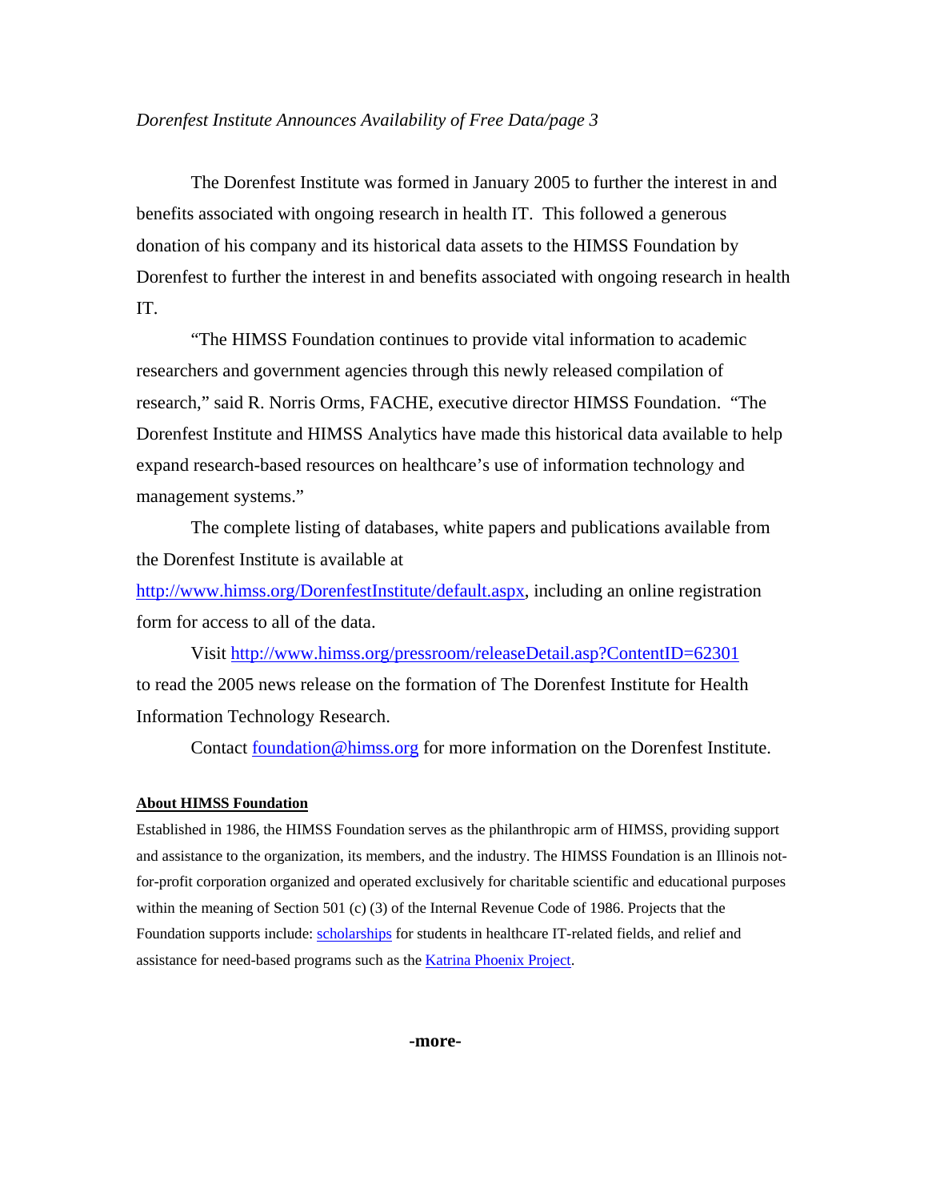The Dorenfest Institute was formed in January 2005 to further the interest in and benefits associated with ongoing research in health IT. This followed a generous donation of his company and its historical data assets to the HIMSS Foundation by Dorenfest to further the interest in and benefits associated with ongoing research in health IT.

"The HIMSS Foundation continues to provide vital information to academic researchers and government agencies through this newly released compilation of research," said R. Norris Orms, FACHE, executive director HIMSS Foundation. "The Dorenfest Institute and HIMSS Analytics have made this historical data available to help expand research-based resources on healthcare's use of information technology and management systems."

The complete listing of databases, white papers and publications available from the Dorenfest Institute is available at http://www.himss.org/DorenfestInstitute/default.aspx, including an online registration form for access to all of the data.

Visit http://www.himss.org/pressroom/releaseDetail.asp?ContentID=62301 to read the 2005 news release on the formation of The Dorenfest Institute for Health Information Technology Research.

Contact foundation@himss.org for more information on the Dorenfest Institute.

**About HIMSS Foundation**

Established in 1986, the HIMSS Foundation serves as the philanthropic arm of HIMSS, providing support and assistance to the organization, its members, and the industry. The HIMSS Foundation is an Illinois not-for-profit corporation organized and operated exclusively for charitable scientific and educational purposes within the meaning of Section 501 (c) (3) of the Internal Revenue Code of 1986. Projects that the Foundation supports include: scholarships for students in healthcare IT-related fields, and relief and assistance for need-based programs such as the Katrina Phoenix Project.

**-more-**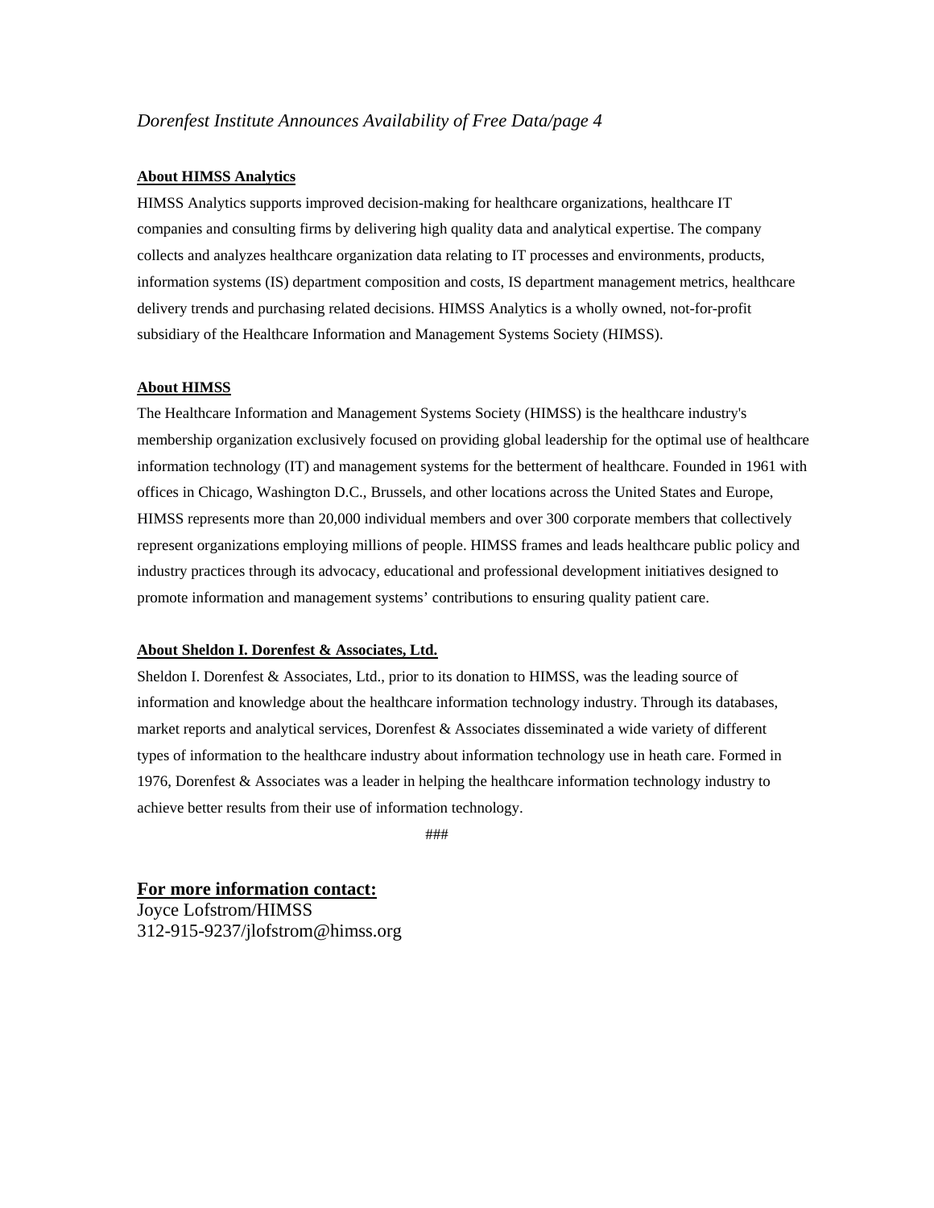**About HIMSS Analytics**

HIMSS Analytics supports improved decision-making for healthcare organizations, healthcare IT companies and consulting firms by delivering high quality data and analytical expertise. The company collects and analyzes healthcare organization data relating to IT processes and environments, products, information systems (IS) department composition and costs, IS department management metrics, healthcare delivery trends and purchasing related decisions. HIMSS Analytics is a wholly owned, not-for-profit subsidiary of the Healthcare Information and Management Systems Society (HIMSS).

**About HIMSS**

The Healthcare Information and Management Systems Society (HIMSS) is the healthcare industry's membership organization exclusively focused on providing global leadership for the optimal use of healthcare information technology (IT) and management systems for the betterment of healthcare. Founded in 1961 with offices in Chicago, Washington D.C., Brussels, and other locations across the United States and Europe, HIMSS represents more than 20,000 individual members and over 300 corporate members that collectively represent organizations employing millions of people. HIMSS frames and leads healthcare public policy and industry practices through its advocacy, educational and professional development initiatives designed to promote information and management systems' contributions to ensuring quality patient care.

**About Sheldon I. Dorenfest & Associates, Ltd.**

Sheldon I. Dorenfest & Associates, Ltd., prior to its donation to HIMSS, was the leading source of information and knowledge about the healthcare information technology industry. Through its databases, market reports and analytical services, Dorenfest & Associates disseminated a wide variety of different types of information to the healthcare industry about information technology use in heath care. Formed in 1976, Dorenfest & Associates was a leader in helping the healthcare information technology industry to achieve better results from their use of information technology.

###

**For more information contact:**

Joyce Lofstrom/HIMSS
312-915-9237/jlofstrom@himss.org